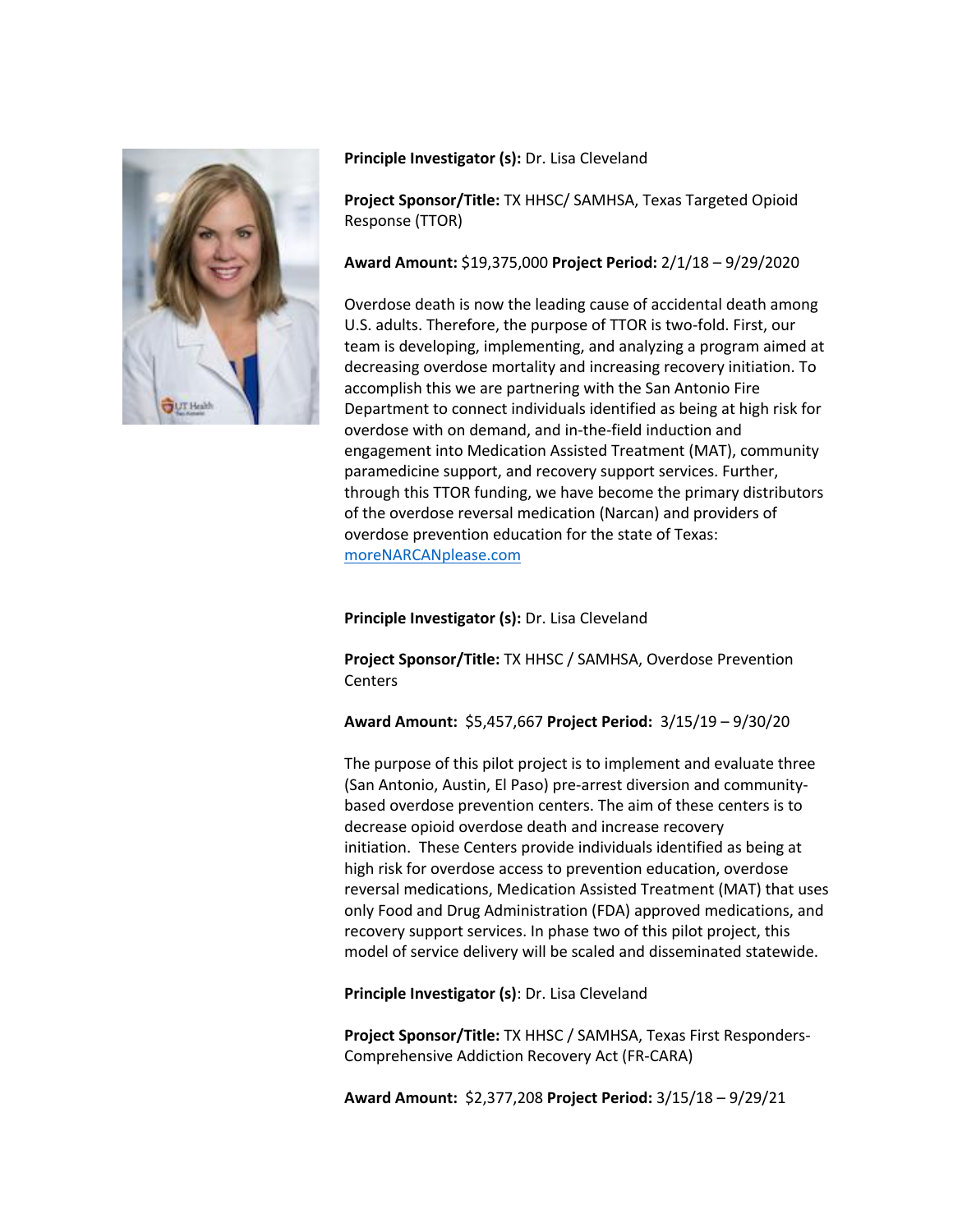**Principle Investigator (s):** Dr. Lisa Cleveland

**Project Sponsor/Title:** TX HHSC/ SAMHSA, Texas Targeted Opioid Response (TTOR)

**Award Amount:** $19,375,000 **Project Period:** 2/1/18 – 9/29/2020

Overdose death is now the leading cause of accidental death among U.S. adults. Therefore, the purpose of TTOR is two-fold. First, our team is developing, implementing, and analyzing a program aimed at decreasing overdose mortality and increasing recovery initiation. To accomplish this we are partnering with the San Antonio Fire Department to connect individuals identified as being at high risk for overdose with on demand, and in-the-field induction and engagement into Medication Assisted Treatment (MAT), community paramedicine support, and recovery support services. Further, through this TTOR funding, we have become the primary distributors of the overdose reversal medication (Narcan) and providers of overdose prevention education for the state of Texas: [moreNARCANplease.com](moreNARCANplease.com)

**Principle Investigator (s):** Dr. Lisa Cleveland

**Project Sponsor/Title:** TX HHSC / SAMHSA, Overdose Prevention Centers

**Award Amount:** $5,457,667 **Project Period:** 3/15/19 – 9/30/20

The purpose of this pilot project is to implement and evaluate three (San Antonio, Austin, El Paso) pre-arrest diversion and community-based overdose prevention centers. The aim of these centers is to decrease opioid overdose death and increase recovery initiation. These Centers provide individuals identified as being at high risk for overdose access to prevention education, overdose reversal medications, Medication Assisted Treatment (MAT) that uses only Food and Drug Administration (FDA) approved medications, and recovery support services. In phase two of this pilot project, this model of service delivery will be scaled and disseminated statewide.

**Principle Investigator (s)**: Dr. Lisa Cleveland

**Project Sponsor/Title:** TX HHSC / SAMHSA, Texas First Responders-Comprehensive Addiction Recovery Act (FR-CARA)

**Award Amount:** $2,377,208 **Project Period:** 3/15/18 – 9/29/21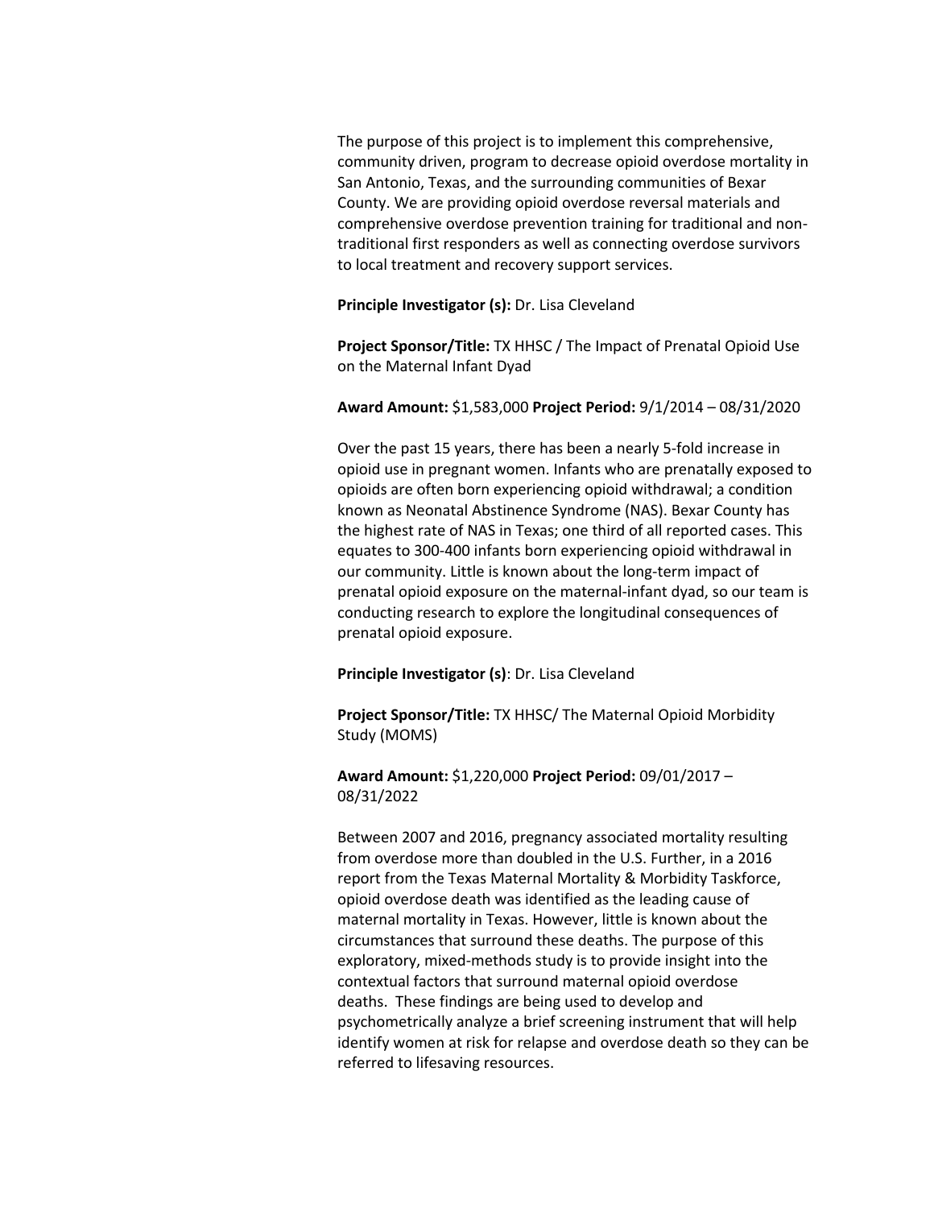The purpose of this project is to implement this comprehensive, community driven, program to decrease opioid overdose mortality in San Antonio, Texas, and the surrounding communities of Bexar County. We are providing opioid overdose reversal materials and comprehensive overdose prevention training for traditional and non-traditional first responders as well as connecting overdose survivors to local treatment and recovery support services.

**Principle Investigator (s):** Dr. Lisa Cleveland

**Project Sponsor/Title:** TX HHSC / The Impact of Prenatal Opioid Use on the Maternal Infant Dyad

**Award Amount:** $1,583,000 **Project Period:** 9/1/2014 – 08/31/2020

Over the past 15 years, there has been a nearly 5-fold increase in opioid use in pregnant women. Infants who are prenatally exposed to opioids are often born experiencing opioid withdrawal; a condition known as Neonatal Abstinence Syndrome (NAS). Bexar County has the highest rate of NAS in Texas; one third of all reported cases. This equates to 300-400 infants born experiencing opioid withdrawal in our community. Little is known about the long-term impact of prenatal opioid exposure on the maternal-infant dyad, so our team is conducting research to explore the longitudinal consequences of prenatal opioid exposure.

**Principle Investigator (s)**: Dr. Lisa Cleveland

**Project Sponsor/Title:** TX HHSC/ The Maternal Opioid Morbidity Study (MOMS)

**Award Amount:** $1,220,000 **Project Period:** 09/01/2017 – 08/31/2022

Between 2007 and 2016, pregnancy associated mortality resulting from overdose more than doubled in the U.S. Further, in a 2016 report from the Texas Maternal Mortality & Morbidity Taskforce, opioid overdose death was identified as the leading cause of maternal mortality in Texas. However, little is known about the circumstances that surround these deaths. The purpose of this exploratory, mixed-methods study is to provide insight into the contextual factors that surround maternal opioid overdose deaths. These findings are being used to develop and psychometrically analyze a brief screening instrument that will help identify women at risk for relapse and overdose death so they can be referred to lifesaving resources.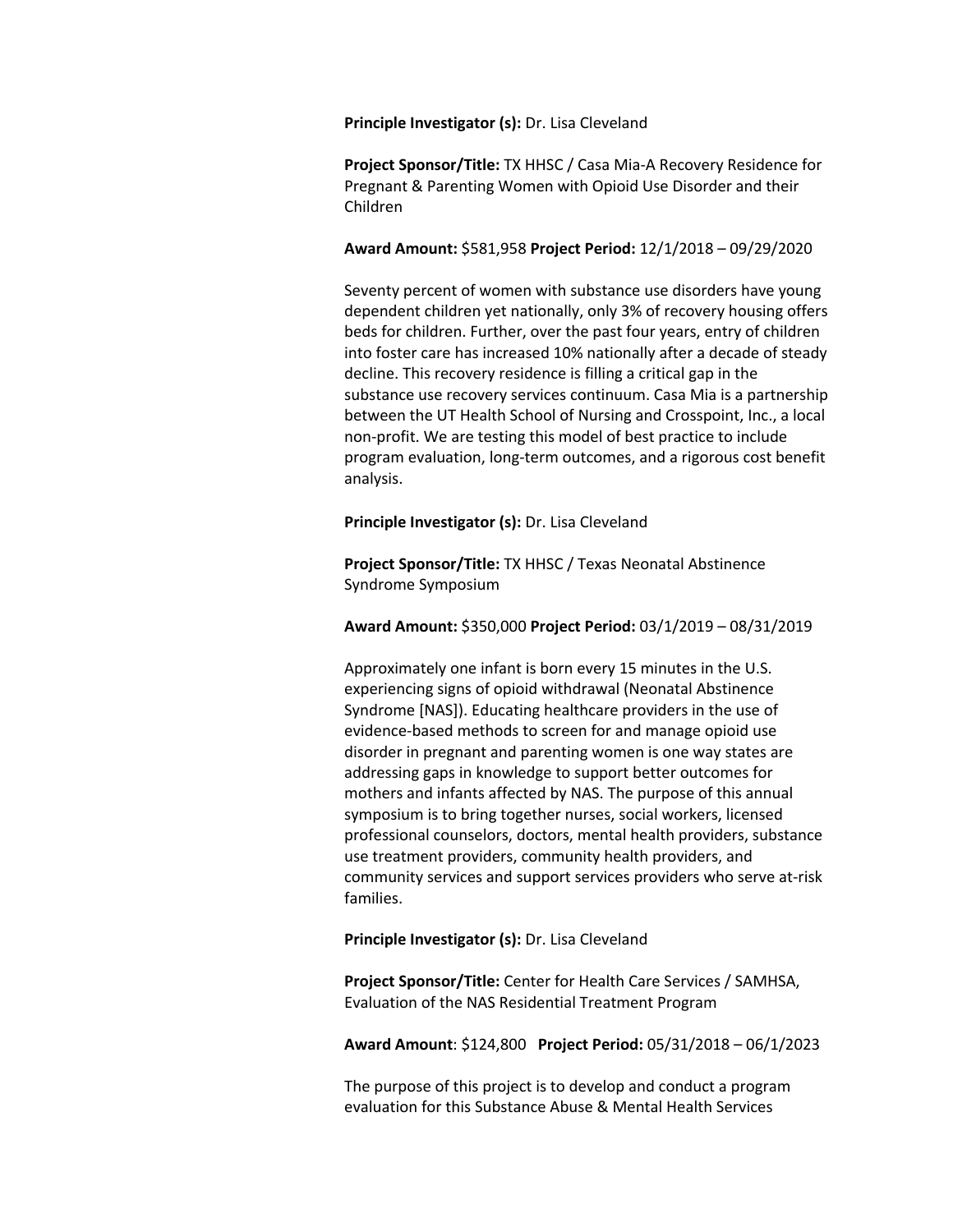**Principle Investigator (s):** Dr. Lisa Cleveland

**Project Sponsor/Title:** TX HHSC / Casa Mia-A Recovery Residence for Pregnant & Parenting Women with Opioid Use Disorder and their Children

**Award Amount:** $581,958 **Project Period:** 12/1/2018 – 09/29/2020

Seventy percent of women with substance use disorders have young dependent children yet nationally, only 3% of recovery housing offers beds for children. Further, over the past four years, entry of children into foster care has increased 10% nationally after a decade of steady decline. This recovery residence is filling a critical gap in the substance use recovery services continuum. Casa Mia is a partnership between the UT Health School of Nursing and Crosspoint, Inc., a local non-profit. We are testing this model of best practice to include program evaluation, long-term outcomes, and a rigorous cost benefit analysis.

**Principle Investigator (s):** Dr. Lisa Cleveland

**Project Sponsor/Title:** TX HHSC / Texas Neonatal Abstinence Syndrome Symposium

**Award Amount:** $350,000 **Project Period:** 03/1/2019 – 08/31/2019

Approximately one infant is born every 15 minutes in the U.S. experiencing signs of opioid withdrawal (Neonatal Abstinence Syndrome [NAS]). Educating healthcare providers in the use of evidence-based methods to screen for and manage opioid use disorder in pregnant and parenting women is one way states are addressing gaps in knowledge to support better outcomes for mothers and infants affected by NAS. The purpose of this annual symposium is to bring together nurses, social workers, licensed professional counselors, doctors, mental health providers, substance use treatment providers, community health providers, and community services and support services providers who serve at-risk families.

**Principle Investigator (s):** Dr. Lisa Cleveland

**Project Sponsor/Title:** Center for Health Care Services / SAMHSA, Evaluation of the NAS Residential Treatment Program

**Award Amount**: $124,800 **Project Period:** 05/31/2018 – 06/1/2023

The purpose of this project is to develop and conduct a program evaluation for this Substance Abuse & Mental Health Services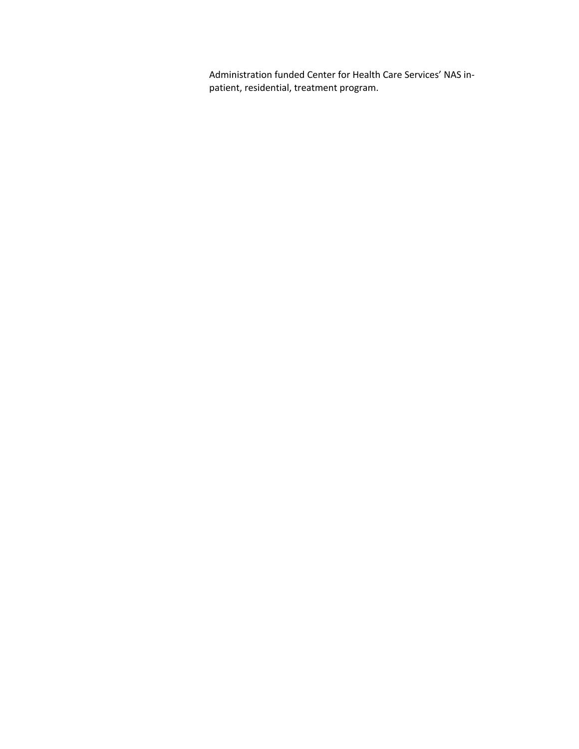Administration funded Center for Health Care Services' NAS in-patient, residential, treatment program.